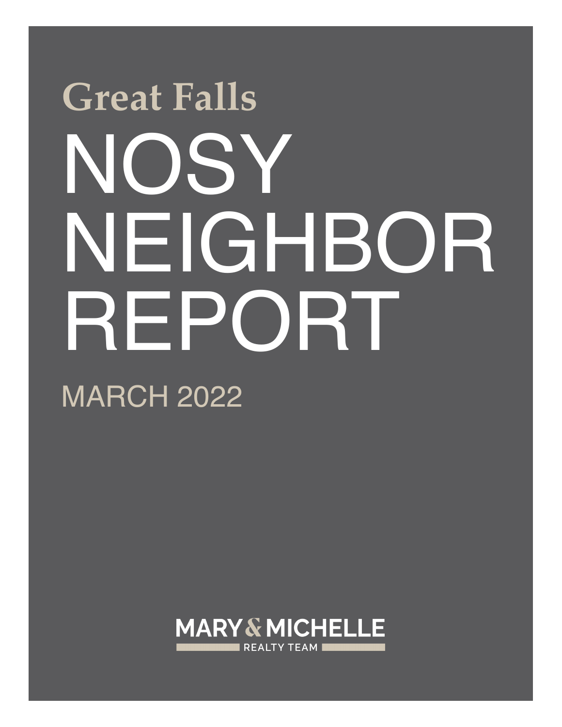## Great Falls

# NOSY NEIGHBOR REPORT

MARCH 2022

MARY & MICHELLE

REALTY TEAM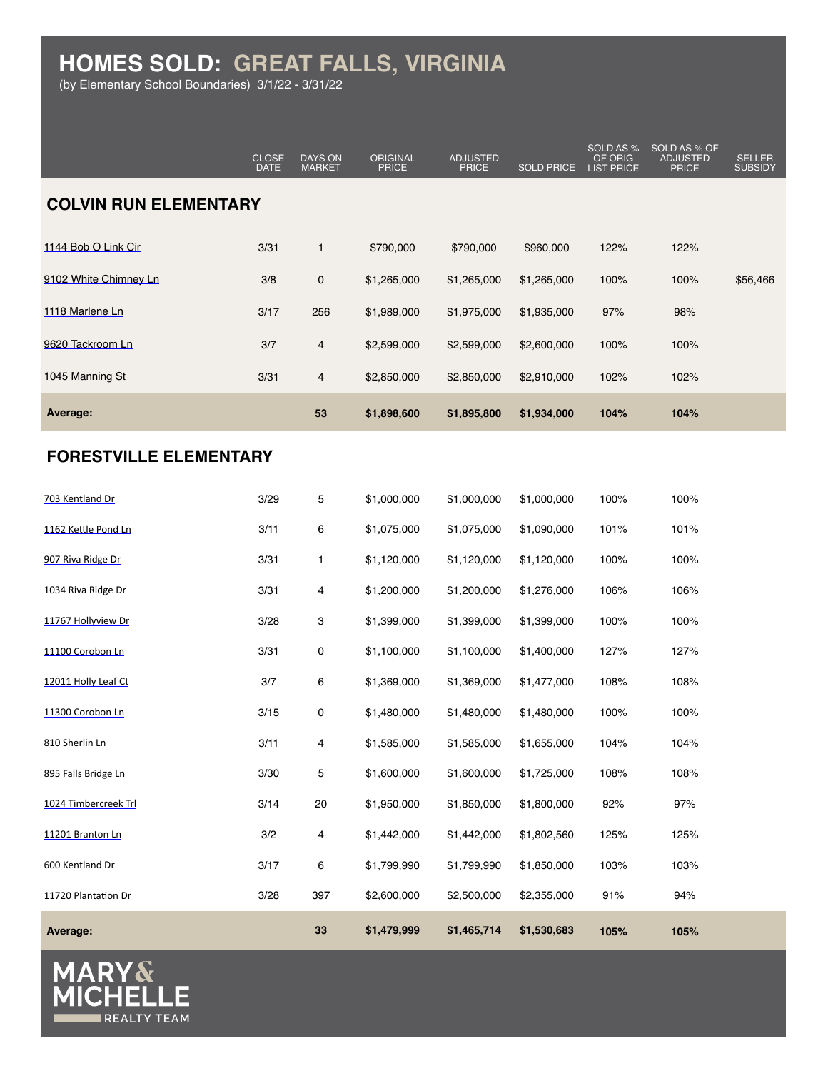# HOMES SOLD: GREAT FALLS, VIRGINIA

(by Elementary School Boundaries) 3/1/22 - 3/31/22

| | CLOSE DATE | DAYS ON MARKET | ORIGINAL PRICE | ADJUSTED PRICE | SOLD PRICE | SOLD AS % OF ORIG LIST PRICE | SOLD AS % OF ADJUSTED PRICE | SELLER SUBSIDY |
|---|---|---|---|---|---|---|---|---|
| **COLVIN RUN ELEMENTARY** | | | | | | | | |
| 1144 Bob O Link Cir | 3/31 | 1 | $790,000 | $790,000 | $960,000 | 122% | 122% | |
| 9102 White Chimney Ln | 3/8 | 0 | $1,265,000 | $1,265,000 | $1,265,000 | 100% | 100% | $56,466 |
| 1118 Marlene Ln | 3/17 | 256 | $1,989,000 | $1,975,000 | $1,935,000 | 97% | 98% | |
| 9620 Tackroom Ln | 3/7 | 4 | $2,599,000 | $2,599,000 | $2,600,000 | 100% | 100% | |
| 1045 Manning St | 3/31 | 4 | $2,850,000 | $2,850,000 | $2,910,000 | 102% | 102% | |
| **Average:** | | **53** | **$1,898,600** | **$1,895,800** | **$1,934,000** | **104%** | **104%** | |
| **FORESTVILLE ELEMENTARY** | | | | | | | | |
| 703 Kentland Dr | 3/29 | 5 | $1,000,000 | $1,000,000 | $1,000,000 | 100% | 100% | |
| 1162 Kettle Pond Ln | 3/11 | 6 | $1,075,000 | $1,075,000 | $1,090,000 | 101% | 101% | |
| 907 Riva Ridge Dr | 3/31 | 1 | $1,120,000 | $1,120,000 | $1,120,000 | 100% | 100% | |
| 1034 Riva Ridge Dr | 3/31 | 4 | $1,200,000 | $1,200,000 | $1,276,000 | 106% | 106% | |
| 11767 Hollyview Dr | 3/28 | 3 | $1,399,000 | $1,399,000 | $1,399,000 | 100% | 100% | |
| 11100 Corobon Ln | 3/31 | 0 | $1,100,000 | $1,100,000 | $1,400,000 | 127% | 127% | |
| 12011 Holly Leaf Ct | 3/7 | 6 | $1,369,000 | $1,369,000 | $1,477,000 | 108% | 108% | |
| 11300 Corobon Ln | 3/15 | 0 | $1,480,000 | $1,480,000 | $1,480,000 | 100% | 100% | |
| 810 Sherlin Ln | 3/11 | 4 | $1,585,000 | $1,585,000 | $1,655,000 | 104% | 104% | |
| 895 Falls Bridge Ln | 3/30 | 5 | $1,600,000 | $1,600,000 | $1,725,000 | 108% | 108% | |
| 1024 Timbercreek Trl | 3/14 | 20 | $1,950,000 | $1,850,000 | $1,800,000 | 92% | 97% | |
| 11201 Branton Ln | 3/2 | 4 | $1,442,000 | $1,442,000 | $1,802,560 | 125% | 125% | |
| 600 Kentland Dr | 3/17 | 6 | $1,799,990 | $1,799,990 | $1,850,000 | 103% | 103% | |
| 11720 Plantation Dr | 3/28 | 397 | $2,600,000 | $2,500,000 | $2,355,000 | 91% | 94% | |
| **Average:** | | **33** | **$1,479,999** | **$1,465,714** | **$1,530,683** | **105%** | **105%** | |

MARY & MICHELLE REALTY TEAM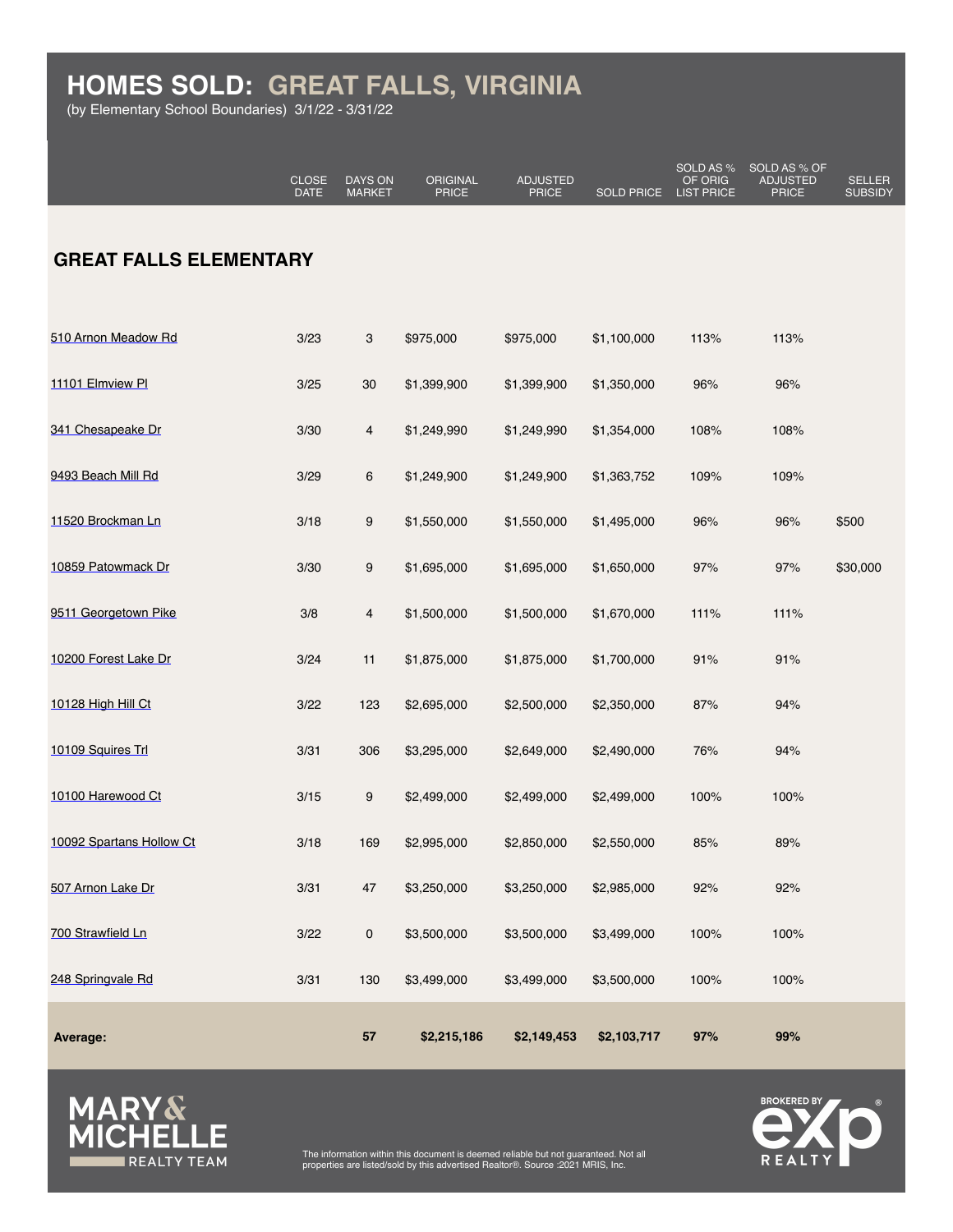# HOMES SOLD: GREAT FALLS, VIRGINIA

(by Elementary School Boundaries) 3/1/22 - 3/31/22

## GREAT FALLS ELEMENTARY

| | CLOSE DATE | DAYS ON MARKET | ORIGINAL PRICE | ADJUSTED PRICE | SOLD PRICE | SOLD AS % OF ORIG LIST PRICE | SOLD AS % OF ADJUSTED PRICE | SELLER SUBSIDY |
|---|---|---|---|---|---|---|---|---|
| 510 Arnon Meadow Rd | 3/23 | 3 | $975,000 | $975,000 | $1,100,000 | 113% | 113% | |
| 11101 Elmview Pl | 3/25 | 30 | $1,399,900 | $1,399,900 | $1,350,000 | 96% | 96% | |
| 341 Chesapeake Dr | 3/30 | 4 | $1,249,990 | $1,249,990 | $1,354,000 | 108% | 108% | |
| 9493 Beach Mill Rd | 3/29 | 6 | $1,249,900 | $1,249,900 | $1,363,752 | 109% | 109% | |
| 11520 Brockman Ln | 3/18 | 9 | $1,550,000 | $1,550,000 | $1,495,000 | 96% | 96% | $500 |
| 10859 Patowmack Dr | 3/30 | 9 | $1,695,000 | $1,695,000 | $1,650,000 | 97% | 97% | $30,000 |
| 9511 Georgetown Pike | 3/8 | 4 | $1,500,000 | $1,500,000 | $1,670,000 | 111% | 111% | |
| 10200 Forest Lake Dr | 3/24 | 11 | $1,875,000 | $1,875,000 | $1,700,000 | 91% | 91% | |
| 10128 High Hill Ct | 3/22 | 123 | $2,695,000 | $2,500,000 | $2,350,000 | 87% | 94% | |
| 10109 Squires Trl | 3/31 | 306 | $3,295,000 | $2,649,000 | $2,490,000 | 76% | 94% | |
| 10100 Harewood Ct | 3/15 | 9 | $2,499,000 | $2,499,000 | $2,499,000 | 100% | 100% | |
| 10092 Spartans Hollow Ct | 3/18 | 169 | $2,995,000 | $2,850,000 | $2,550,000 | 85% | 89% | |
| 507 Arnon Lake Dr | 3/31 | 47 | $3,250,000 | $3,250,000 | $2,985,000 | 92% | 92% | |
| 700 Strawfield Ln | 3/22 | 0 | $3,500,000 | $3,500,000 | $3,499,000 | 100% | 100% | |
| 248 Springvale Rd | 3/31 | 130 | $3,499,000 | $3,499,000 | $3,500,000 | 100% | 100% | |
| **Average:** | | **57** | **$2,215,186** | **$2,149,453** | **$2,103,717** | **97%** | **99%** | |

MARY & MICHELLE REALTY TEAM

The information within this document is deemed reliable but not guaranteed. Not all properties are listed/sold by this advertised Realtor®. Source :2021 MRIS, Inc.

BROKERED BY eXp REALTY®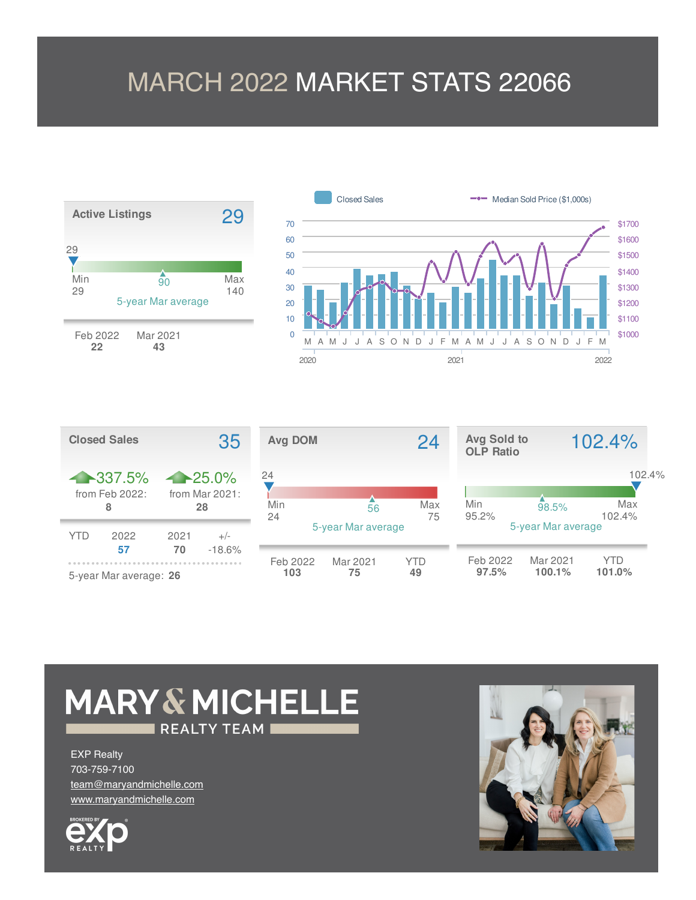# MARCH 2022 MARKET STATS 22066

## Active Listings 29

29

Min 29 — 90 — Max 140

5-year Mar average

Feb 2022 22 | Mar 2021 43

Closed Sales

Median Sold Price ($1,000s)

70 60 50 40 30 20 10 0

$1700 $1600 $1500 $1400 $1300 $1200 $1100 $1000

M A M J J A S O N D J F M A M J J A S O N D J F M

2020 2021 2022

## Closed Sales 35

337.5% from Feb 2022: 8

25.0% from Mar 2021: 28

| YTD | 2022 | 2021 | +/- |
|---|---|---|---|
| | 57 | 70 | -18.6% |

5-year Mar average: **26**

## Avg DOM 24

24

Min 24 — 56 — Max 75

5-year Mar average

Feb 2022 **103** | Mar 2021 **75** | YTD **49**

## Avg Sold to OLP Ratio 102.4%

102.4%

Min 95.2% — 98.5% — Max 102.4%

5-year Mar average

Feb 2022 **97.5%** | Mar 2021 **100.1%** | YTD **101.0%**

---

**MARY & MICHELLE**
REALTY TEAM

EXP Realty
703-759-7100
team@maryandmichelle.com
www.maryandmichelle.com

BROKERED BY exp REALTY